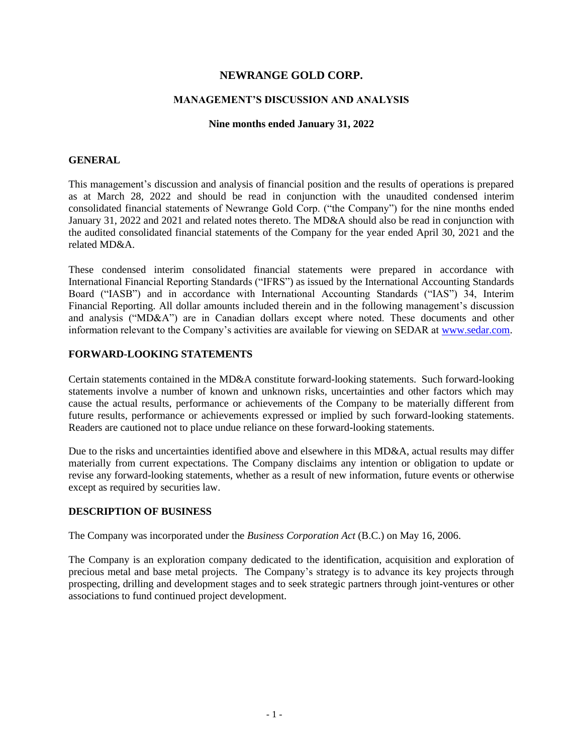# NEWRANGE GOLD CORP.

## MANAGEMENT'S DISCUSSION AND ANALYSIS

### Nine months ended January 31, 2022

## GENERAL

This management's discussion and analysis of financial position and the results of operations is prepared as at March 28, 2022 and should be read in conjunction with the unaudited condensed interim consolidated financial statements of Newrange Gold Corp. ("the Company") for the nine months ended January 31, 2022 and 2021 and related notes thereto. The MD&A should also be read in conjunction with the audited consolidated financial statements of the Company for the year ended April 30, 2021 and the related MD&A.

These condensed interim consolidated financial statements were prepared in accordance with International Financial Reporting Standards ("IFRS") as issued by the International Accounting Standards Board ("IASB") and in accordance with International Accounting Standards ("IAS") 34, Interim Financial Reporting. All dollar amounts included therein and in the following management's discussion and analysis ("MD&A") are in Canadian dollars except where noted. These documents and other information relevant to the Company's activities are available for viewing on SEDAR at www.sedar.com.

## FORWARD-LOOKING STATEMENTS

Certain statements contained in the MD&A constitute forward-looking statements. Such forward-looking statements involve a number of known and unknown risks, uncertainties and other factors which may cause the actual results, performance or achievements of the Company to be materially different from future results, performance or achievements expressed or implied by such forward-looking statements. Readers are cautioned not to place undue reliance on these forward-looking statements.

Due to the risks and uncertainties identified above and elsewhere in this MD&A, actual results may differ materially from current expectations. The Company disclaims any intention or obligation to update or revise any forward-looking statements, whether as a result of new information, future events or otherwise except as required by securities law.

## DESCRIPTION OF BUSINESS

The Company was incorporated under the *Business Corporation Act* (B.C.) on May 16, 2006.

The Company is an exploration company dedicated to the identification, acquisition and exploration of precious metal and base metal projects. The Company's strategy is to advance its key projects through prospecting, drilling and development stages and to seek strategic partners through joint-ventures or other associations to fund continued project development.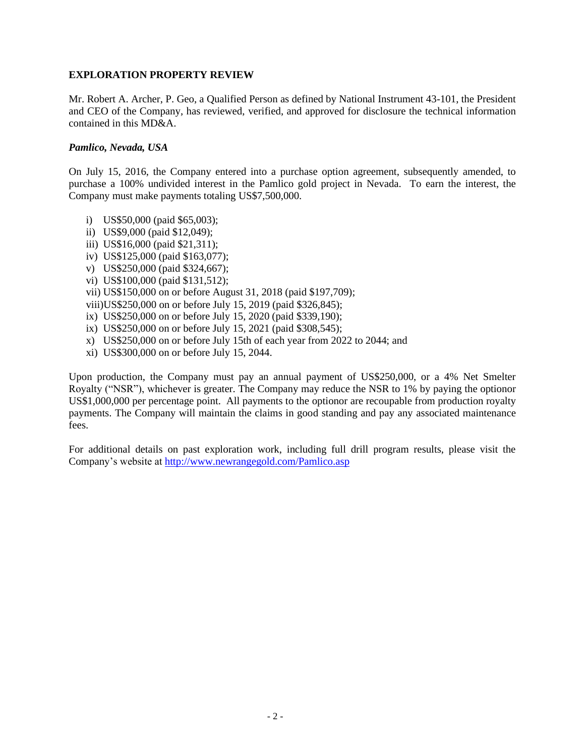## EXPLORATION PROPERTY REVIEW

Mr. Robert A. Archer, P. Geo, a Qualified Person as defined by National Instrument 43-101, the President and CEO of the Company, has reviewed, verified, and approved for disclosure the technical information contained in this MD&A.

### *Pamlico, Nevada, USA*

On July 15, 2016, the Company entered into a purchase option agreement, subsequently amended, to purchase a 100% undivided interest in the Pamlico gold project in Nevada. To earn the interest, the Company must make payments totaling US$7,500,000.

i) US$50,000 (paid $65,003);
ii) US$9,000 (paid $12,049);
iii) US$16,000 (paid $21,311);
iv) US$125,000 (paid $163,077);
v) US$250,000 (paid $324,667);
vi) US$100,000 (paid $131,512);
vii) US$150,000 on or before August 31, 2018 (paid $197,709);
viii)US$250,000 on or before July 15, 2019 (paid $326,845);
ix) US$250,000 on or before July 15, 2020 (paid $339,190);
ix) US$250,000 on or before July 15, 2021 (paid $308,545);
x) US$250,000 on or before July 15th of each year from 2022 to 2044; and
xi) US$300,000 on or before July 15, 2044.

Upon production, the Company must pay an annual payment of US$250,000, or a 4% Net Smelter Royalty ("NSR"), whichever is greater. The Company may reduce the NSR to 1% by paying the optionor US$1,000,000 per percentage point. All payments to the optionor are recoupable from production royalty payments. The Company will maintain the claims in good standing and pay any associated maintenance fees.

For additional details on past exploration work, including full drill program results, please visit the Company's website at [http://www.newrangegold.com/Pamlico.asp](http://www.newrangegold.com/Pamlico.asp)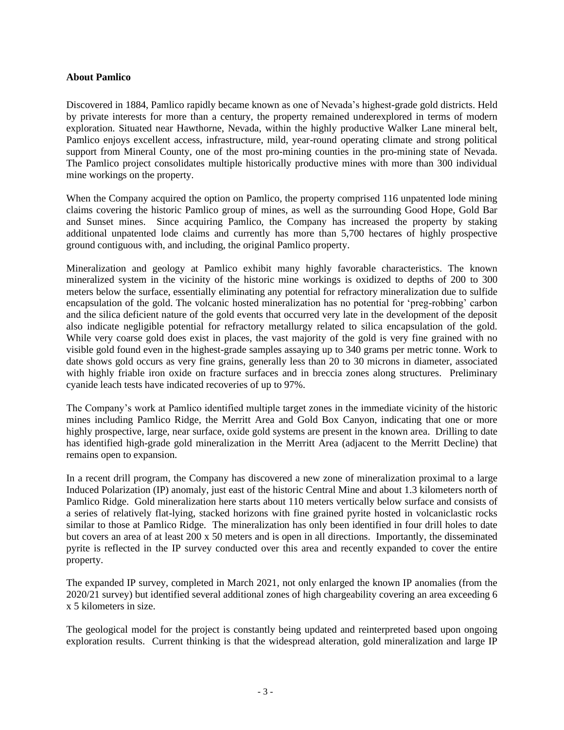**About Pamlico**

Discovered in 1884, Pamlico rapidly became known as one of Nevada's highest-grade gold districts. Held by private interests for more than a century, the property remained underexplored in terms of modern exploration. Situated near Hawthorne, Nevada, within the highly productive Walker Lane mineral belt, Pamlico enjoys excellent access, infrastructure, mild, year-round operating climate and strong political support from Mineral County, one of the most pro-mining counties in the pro-mining state of Nevada. The Pamlico project consolidates multiple historically productive mines with more than 300 individual mine workings on the property.

When the Company acquired the option on Pamlico, the property comprised 116 unpatented lode mining claims covering the historic Pamlico group of mines, as well as the surrounding Good Hope, Gold Bar and Sunset mines. Since acquiring Pamlico, the Company has increased the property by staking additional unpatented lode claims and currently has more than 5,700 hectares of highly prospective ground contiguous with, and including, the original Pamlico property.

Mineralization and geology at Pamlico exhibit many highly favorable characteristics. The known mineralized system in the vicinity of the historic mine workings is oxidized to depths of 200 to 300 meters below the surface, essentially eliminating any potential for refractory mineralization due to sulfide encapsulation of the gold. The volcanic hosted mineralization has no potential for 'preg-robbing' carbon and the silica deficient nature of the gold events that occurred very late in the development of the deposit also indicate negligible potential for refractory metallurgy related to silica encapsulation of the gold. While very coarse gold does exist in places, the vast majority of the gold is very fine grained with no visible gold found even in the highest-grade samples assaying up to 340 grams per metric tonne. Work to date shows gold occurs as very fine grains, generally less than 20 to 30 microns in diameter, associated with highly friable iron oxide on fracture surfaces and in breccia zones along structures. Preliminary cyanide leach tests have indicated recoveries of up to 97%.

The Company's work at Pamlico identified multiple target zones in the immediate vicinity of the historic mines including Pamlico Ridge, the Merritt Area and Gold Box Canyon, indicating that one or more highly prospective, large, near surface, oxide gold systems are present in the known area. Drilling to date has identified high-grade gold mineralization in the Merritt Area (adjacent to the Merritt Decline) that remains open to expansion.

In a recent drill program, the Company has discovered a new zone of mineralization proximal to a large Induced Polarization (IP) anomaly, just east of the historic Central Mine and about 1.3 kilometers north of Pamlico Ridge. Gold mineralization here starts about 110 meters vertically below surface and consists of a series of relatively flat-lying, stacked horizons with fine grained pyrite hosted in volcaniclastic rocks similar to those at Pamlico Ridge. The mineralization has only been identified in four drill holes to date but covers an area of at least 200 x 50 meters and is open in all directions. Importantly, the disseminated pyrite is reflected in the IP survey conducted over this area and recently expanded to cover the entire property.

The expanded IP survey, completed in March 2021, not only enlarged the known IP anomalies (from the 2020/21 survey) but identified several additional zones of high chargeability covering an area exceeding 6 x 5 kilometers in size.

The geological model for the project is constantly being updated and reinterpreted based upon ongoing exploration results. Current thinking is that the widespread alteration, gold mineralization and large IP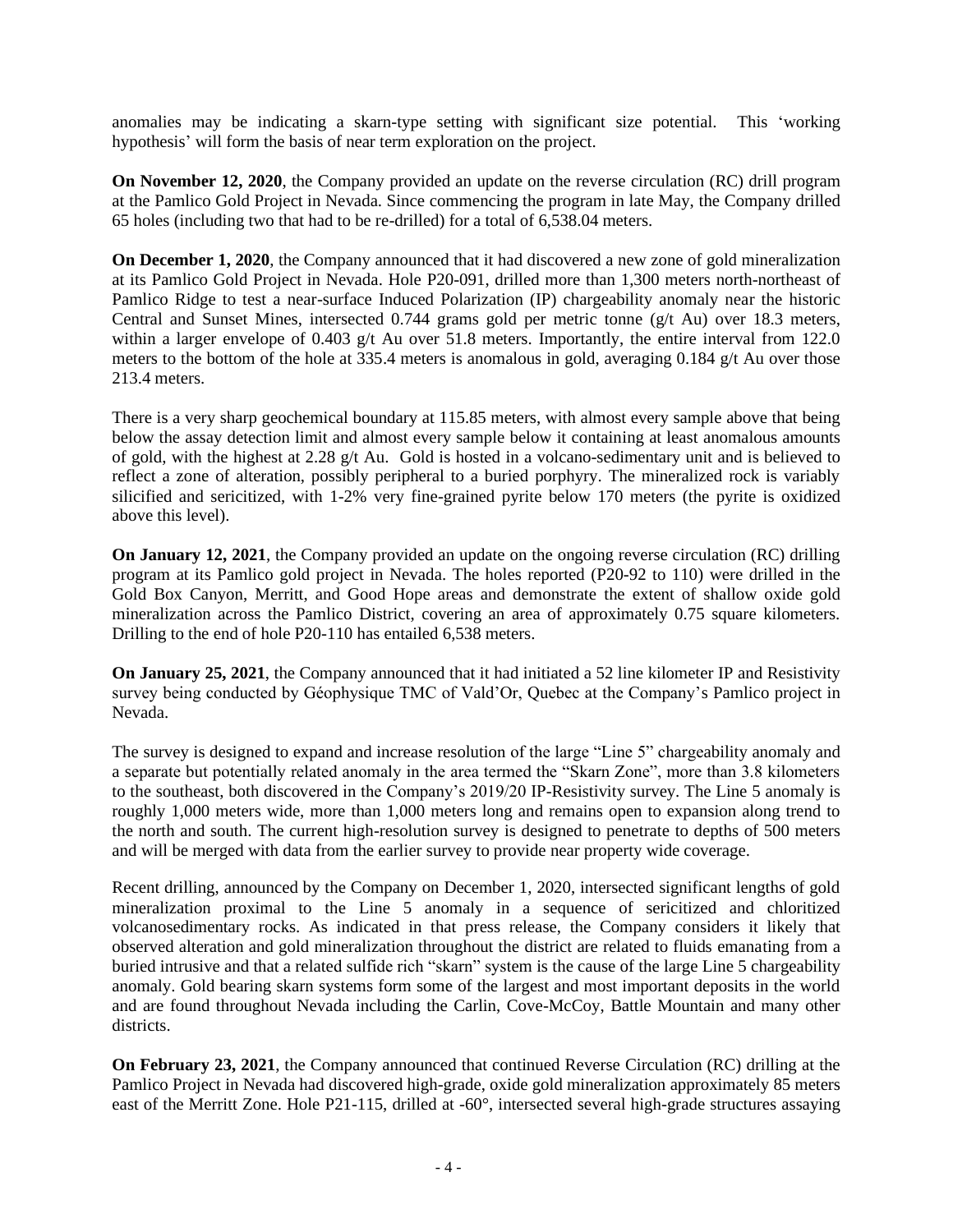anomalies may be indicating a skarn-type setting with significant size potential. This 'working hypothesis' will form the basis of near term exploration on the project.

**On November 12, 2020**, the Company provided an update on the reverse circulation (RC) drill program at the Pamlico Gold Project in Nevada. Since commencing the program in late May, the Company drilled 65 holes (including two that had to be re-drilled) for a total of 6,538.04 meters.

**On December 1, 2020**, the Company announced that it had discovered a new zone of gold mineralization at its Pamlico Gold Project in Nevada. Hole P20-091, drilled more than 1,300 meters north-northeast of Pamlico Ridge to test a near-surface Induced Polarization (IP) chargeability anomaly near the historic Central and Sunset Mines, intersected 0.744 grams gold per metric tonne (g/t Au) over 18.3 meters, within a larger envelope of 0.403 g/t Au over 51.8 meters. Importantly, the entire interval from 122.0 meters to the bottom of the hole at 335.4 meters is anomalous in gold, averaging 0.184 g/t Au over those 213.4 meters.

There is a very sharp geochemical boundary at 115.85 meters, with almost every sample above that being below the assay detection limit and almost every sample below it containing at least anomalous amounts of gold, with the highest at 2.28 g/t Au. Gold is hosted in a volcano-sedimentary unit and is believed to reflect a zone of alteration, possibly peripheral to a buried porphyry. The mineralized rock is variably silicified and sericitized, with 1-2% very fine-grained pyrite below 170 meters (the pyrite is oxidized above this level).

**On January 12, 2021**, the Company provided an update on the ongoing reverse circulation (RC) drilling program at its Pamlico gold project in Nevada. The holes reported (P20-92 to 110) were drilled in the Gold Box Canyon, Merritt, and Good Hope areas and demonstrate the extent of shallow oxide gold mineralization across the Pamlico District, covering an area of approximately 0.75 square kilometers. Drilling to the end of hole P20-110 has entailed 6,538 meters.

**On January 25, 2021**, the Company announced that it had initiated a 52 line kilometer IP and Resistivity survey being conducted by Géophysique TMC of Vald'Or, Quebec at the Company's Pamlico project in Nevada.

The survey is designed to expand and increase resolution of the large "Line 5" chargeability anomaly and a separate but potentially related anomaly in the area termed the "Skarn Zone", more than 3.8 kilometers to the southeast, both discovered in the Company's 2019/20 IP-Resistivity survey. The Line 5 anomaly is roughly 1,000 meters wide, more than 1,000 meters long and remains open to expansion along trend to the north and south. The current high-resolution survey is designed to penetrate to depths of 500 meters and will be merged with data from the earlier survey to provide near property wide coverage.

Recent drilling, announced by the Company on December 1, 2020, intersected significant lengths of gold mineralization proximal to the Line 5 anomaly in a sequence of sericitized and chloritized volcanosedimentary rocks. As indicated in that press release, the Company considers it likely that observed alteration and gold mineralization throughout the district are related to fluids emanating from a buried intrusive and that a related sulfide rich "skarn" system is the cause of the large Line 5 chargeability anomaly. Gold bearing skarn systems form some of the largest and most important deposits in the world and are found throughout Nevada including the Carlin, Cove-McCoy, Battle Mountain and many other districts.

**On February 23, 2021**, the Company announced that continued Reverse Circulation (RC) drilling at the Pamlico Project in Nevada had discovered high-grade, oxide gold mineralization approximately 85 meters east of the Merritt Zone. Hole P21-115, drilled at -60°, intersected several high-grade structures assaying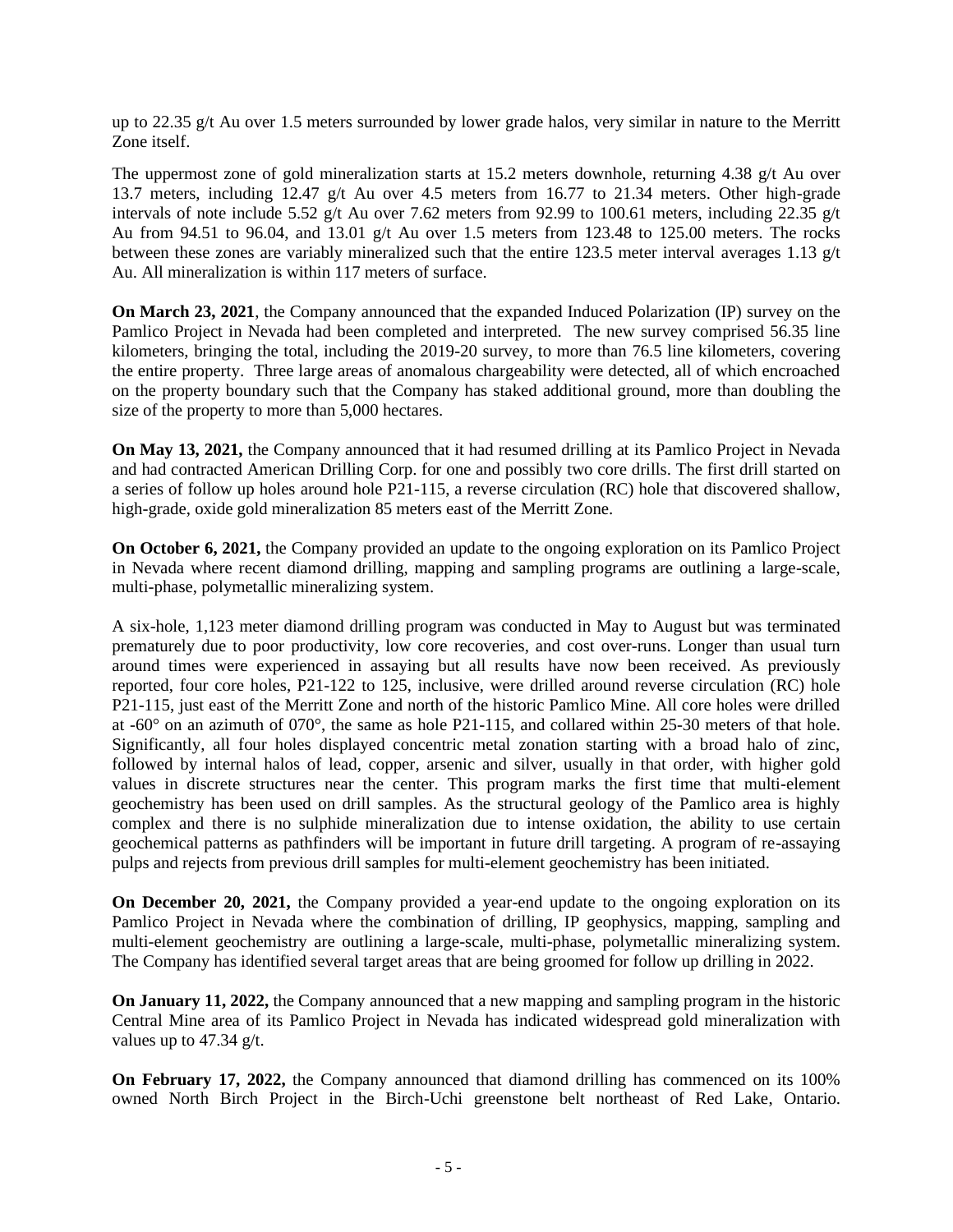up to 22.35 g/t Au over 1.5 meters surrounded by lower grade halos, very similar in nature to the Merritt Zone itself.

The uppermost zone of gold mineralization starts at 15.2 meters downhole, returning 4.38 g/t Au over 13.7 meters, including 12.47 g/t Au over 4.5 meters from 16.77 to 21.34 meters. Other high-grade intervals of note include 5.52 g/t Au over 7.62 meters from 92.99 to 100.61 meters, including 22.35 g/t Au from 94.51 to 96.04, and 13.01 g/t Au over 1.5 meters from 123.48 to 125.00 meters. The rocks between these zones are variably mineralized such that the entire 123.5 meter interval averages 1.13 g/t Au. All mineralization is within 117 meters of surface.

**On March 23, 2021**, the Company announced that the expanded Induced Polarization (IP) survey on the Pamlico Project in Nevada had been completed and interpreted. The new survey comprised 56.35 line kilometers, bringing the total, including the 2019-20 survey, to more than 76.5 line kilometers, covering the entire property. Three large areas of anomalous chargeability were detected, all of which encroached on the property boundary such that the Company has staked additional ground, more than doubling the size of the property to more than 5,000 hectares.

**On May 13, 2021,** the Company announced that it had resumed drilling at its Pamlico Project in Nevada and had contracted American Drilling Corp. for one and possibly two core drills. The first drill started on a series of follow up holes around hole P21-115, a reverse circulation (RC) hole that discovered shallow, high-grade, oxide gold mineralization 85 meters east of the Merritt Zone.

**On October 6, 2021,** the Company provided an update to the ongoing exploration on its Pamlico Project in Nevada where recent diamond drilling, mapping and sampling programs are outlining a large-scale, multi-phase, polymetallic mineralizing system.

A six-hole, 1,123 meter diamond drilling program was conducted in May to August but was terminated prematurely due to poor productivity, low core recoveries, and cost over-runs. Longer than usual turn around times were experienced in assaying but all results have now been received. As previously reported, four core holes, P21-122 to 125, inclusive, were drilled around reverse circulation (RC) hole P21-115, just east of the Merritt Zone and north of the historic Pamlico Mine. All core holes were drilled at -60° on an azimuth of 070°, the same as hole P21-115, and collared within 25-30 meters of that hole. Significantly, all four holes displayed concentric metal zonation starting with a broad halo of zinc, followed by internal halos of lead, copper, arsenic and silver, usually in that order, with higher gold values in discrete structures near the center. This program marks the first time that multi-element geochemistry has been used on drill samples. As the structural geology of the Pamlico area is highly complex and there is no sulphide mineralization due to intense oxidation, the ability to use certain geochemical patterns as pathfinders will be important in future drill targeting. A program of re-assaying pulps and rejects from previous drill samples for multi-element geochemistry has been initiated.

**On December 20, 2021,** the Company provided a year-end update to the ongoing exploration on its Pamlico Project in Nevada where the combination of drilling, IP geophysics, mapping, sampling and multi-element geochemistry are outlining a large-scale, multi-phase, polymetallic mineralizing system. The Company has identified several target areas that are being groomed for follow up drilling in 2022.

**On January 11, 2022,** the Company announced that a new mapping and sampling program in the historic Central Mine area of its Pamlico Project in Nevada has indicated widespread gold mineralization with values up to 47.34 g/t.

**On February 17, 2022,** the Company announced that diamond drilling has commenced on its 100% owned North Birch Project in the Birch-Uchi greenstone belt northeast of Red Lake, Ontario.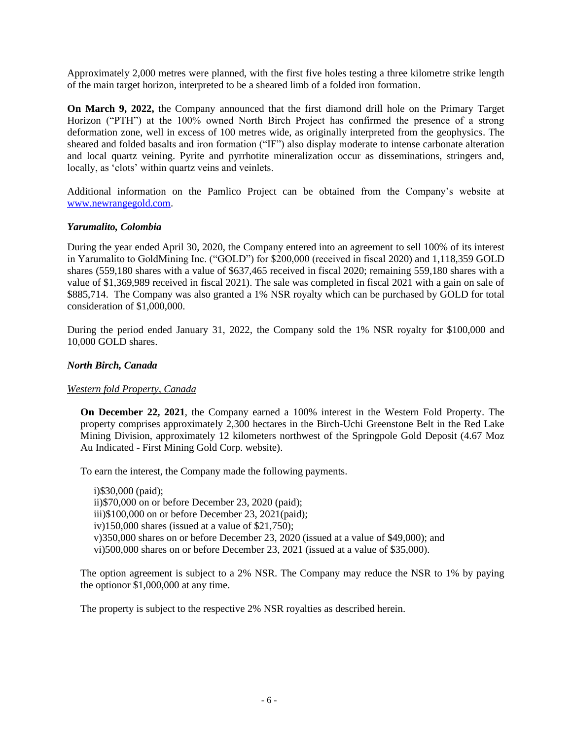Approximately 2,000 metres were planned, with the first five holes testing a three kilometre strike length of the main target horizon, interpreted to be a sheared limb of a folded iron formation.

**On March 9, 2022,** the Company announced that the first diamond drill hole on the Primary Target Horizon ("PTH") at the 100% owned North Birch Project has confirmed the presence of a strong deformation zone, well in excess of 100 metres wide, as originally interpreted from the geophysics. The sheared and folded basalts and iron formation ("IF") also display moderate to intense carbonate alteration and local quartz veining. Pyrite and pyrrhotite mineralization occur as disseminations, stringers and, locally, as 'clots' within quartz veins and veinlets.

Additional information on the Pamlico Project can be obtained from the Company's website at [www.newrangegold.com](www.newrangegold.com).

### *Yarumalito, Colombia*

During the year ended April 30, 2020, the Company entered into an agreement to sell 100% of its interest in Yarumalito to GoldMining Inc. ("GOLD") for $200,000 (received in fiscal 2020) and 1,118,359 GOLD shares (559,180 shares with a value of $637,465 received in fiscal 2020; remaining 559,180 shares with a value of $1,369,989 received in fiscal 2021). The sale was completed in fiscal 2021 with a gain on sale of $885,714. The Company was also granted a 1% NSR royalty which can be purchased by GOLD for total consideration of $1,000,000.

During the period ended January 31, 2022, the Company sold the 1% NSR royalty for $100,000 and 10,000 GOLD shares.

### *North Birch, Canada*

#### <u>*Western fold Property, Canada*</u>

**On December 22, 2021**, the Company earned a 100% interest in the Western Fold Property. The property comprises approximately 2,300 hectares in the Birch-Uchi Greenstone Belt in the Red Lake Mining Division, approximately 12 kilometers northwest of the Springpole Gold Deposit (4.67 Moz Au Indicated - First Mining Gold Corp. website).

To earn the interest, the Company made the following payments.

i)$30,000 (paid);
ii)$70,000 on or before December 23, 2020 (paid);
iii)$100,000 on or before December 23, 2021(paid);
iv)150,000 shares (issued at a value of $21,750);
v)350,000 shares on or before December 23, 2020 (issued at a value of $49,000); and
vi)500,000 shares on or before December 23, 2021 (issued at a value of $35,000).

The option agreement is subject to a 2% NSR. The Company may reduce the NSR to 1% by paying the optionor $1,000,000 at any time.

The property is subject to the respective 2% NSR royalties as described herein.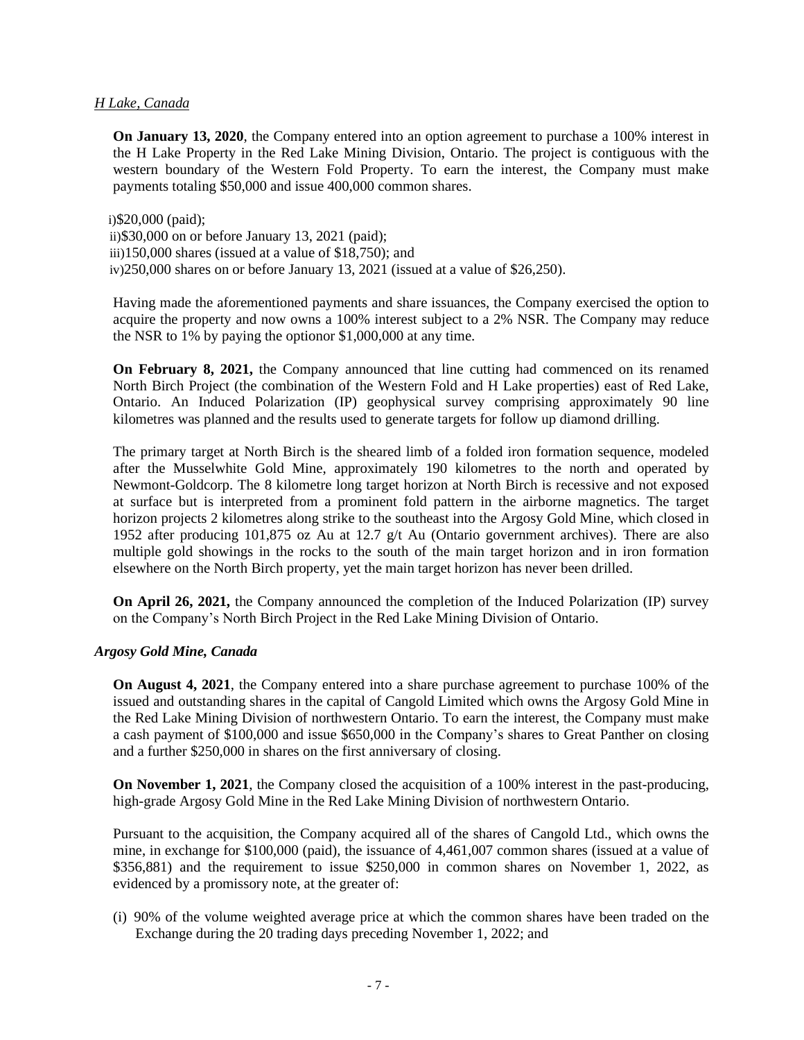*H Lake, Canada*

**On January 13, 2020**, the Company entered into an option agreement to purchase a 100% interest in the H Lake Property in the Red Lake Mining Division, Ontario. The project is contiguous with the western boundary of the Western Fold Property. To earn the interest, the Company must make payments totaling $50,000 and issue 400,000 common shares.

i) $20,000 (paid);
ii) $30,000 on or before January 13, 2021 (paid);
iii) 150,000 shares (issued at a value of $18,750); and
iv) 250,000 shares on or before January 13, 2021 (issued at a value of $26,250).

Having made the aforementioned payments and share issuances, the Company exercised the option to acquire the property and now owns a 100% interest subject to a 2% NSR. The Company may reduce the NSR to 1% by paying the optionor $1,000,000 at any time.

**On February 8, 2021,** the Company announced that line cutting had commenced on its renamed North Birch Project (the combination of the Western Fold and H Lake properties) east of Red Lake, Ontario. An Induced Polarization (IP) geophysical survey comprising approximately 90 line kilometres was planned and the results used to generate targets for follow up diamond drilling.

The primary target at North Birch is the sheared limb of a folded iron formation sequence, modeled after the Musselwhite Gold Mine, approximately 190 kilometres to the north and operated by Newmont-Goldcorp. The 8 kilometre long target horizon at North Birch is recessive and not exposed at surface but is interpreted from a prominent fold pattern in the airborne magnetics. The target horizon projects 2 kilometres along strike to the southeast into the Argosy Gold Mine, which closed in 1952 after producing 101,875 oz Au at 12.7 g/t Au (Ontario government archives). There are also multiple gold showings in the rocks to the south of the main target horizon and in iron formation elsewhere on the North Birch property, yet the main target horizon has never been drilled.

**On April 26, 2021,** the Company announced the completion of the Induced Polarization (IP) survey on the Company's North Birch Project in the Red Lake Mining Division of Ontario.

***Argosy Gold Mine, Canada***

**On August 4, 2021**, the Company entered into a share purchase agreement to purchase 100% of the issued and outstanding shares in the capital of Cangold Limited which owns the Argosy Gold Mine in the Red Lake Mining Division of northwestern Ontario. To earn the interest, the Company must make a cash payment of $100,000 and issue $650,000 in the Company's shares to Great Panther on closing and a further $250,000 in shares on the first anniversary of closing.

**On November 1, 2021**, the Company closed the acquisition of a 100% interest in the past-producing, high-grade Argosy Gold Mine in the Red Lake Mining Division of northwestern Ontario.

Pursuant to the acquisition, the Company acquired all of the shares of Cangold Ltd., which owns the mine, in exchange for $100,000 (paid), the issuance of 4,461,007 common shares (issued at a value of $356,881) and the requirement to issue $250,000 in common shares on November 1, 2022, as evidenced by a promissory note, at the greater of:

(i) 90% of the volume weighted average price at which the common shares have been traded on the Exchange during the 20 trading days preceding November 1, 2022; and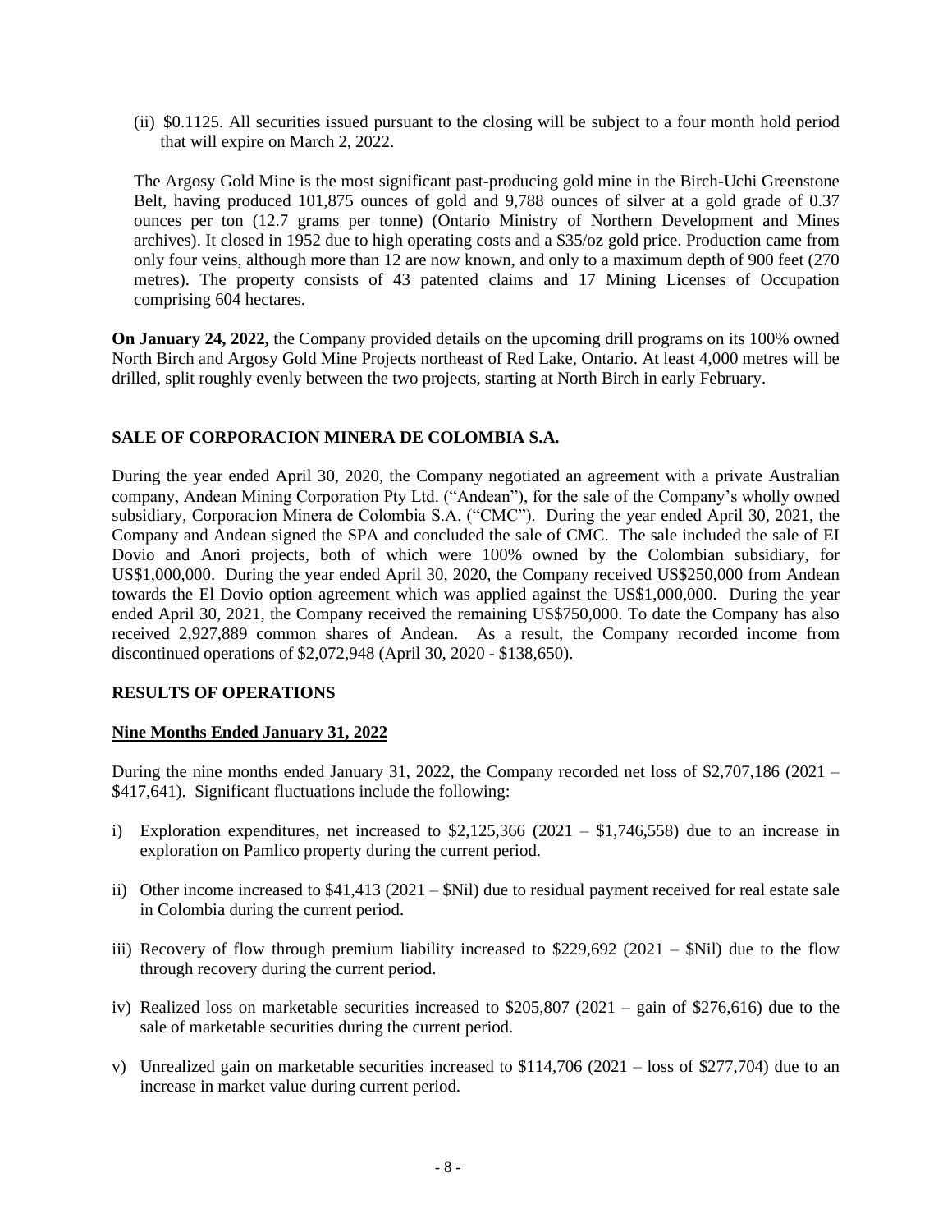(ii) $0.1125. All securities issued pursuant to the closing will be subject to a four month hold period that will expire on March 2, 2022.

The Argosy Gold Mine is the most significant past-producing gold mine in the Birch-Uchi Greenstone Belt, having produced 101,875 ounces of gold and 9,788 ounces of silver at a gold grade of 0.37 ounces per ton (12.7 grams per tonne) (Ontario Ministry of Northern Development and Mines archives). It closed in 1952 due to high operating costs and a $35/oz gold price. Production came from only four veins, although more than 12 are now known, and only to a maximum depth of 900 feet (270 metres). The property consists of 43 patented claims and 17 Mining Licenses of Occupation comprising 604 hectares.

**On January 24, 2022,** the Company provided details on the upcoming drill programs on its 100% owned North Birch and Argosy Gold Mine Projects northeast of Red Lake, Ontario. At least 4,000 metres will be drilled, split roughly evenly between the two projects, starting at North Birch in early February.

## SALE OF CORPORACION MINERA DE COLOMBIA S.A.

During the year ended April 30, 2020, the Company negotiated an agreement with a private Australian company, Andean Mining Corporation Pty Ltd. ("Andean"), for the sale of the Company's wholly owned subsidiary, Corporacion Minera de Colombia S.A. ("CMC"). During the year ended April 30, 2021, the Company and Andean signed the SPA and concluded the sale of CMC. The sale included the sale of EI Dovio and Anori projects, both of which were 100% owned by the Colombian subsidiary, for US$1,000,000. During the year ended April 30, 2020, the Company received US$250,000 from Andean towards the El Dovio option agreement which was applied against the US$1,000,000. During the year ended April 30, 2021, the Company received the remaining US$750,000. To date the Company has also received 2,927,889 common shares of Andean. As a result, the Company recorded income from discontinued operations of $2,072,948 (April 30, 2020 - $138,650).

## RESULTS OF OPERATIONS

### Nine Months Ended January 31, 2022

During the nine months ended January 31, 2022, the Company recorded net loss of $2,707,186 (2021 – $417,641). Significant fluctuations include the following:

i) Exploration expenditures, net increased to $2,125,366 (2021 – $1,746,558) due to an increase in exploration on Pamlico property during the current period.

ii) Other income increased to $41,413 (2021 – $Nil) due to residual payment received for real estate sale in Colombia during the current period.

iii) Recovery of flow through premium liability increased to $229,692 (2021 – $Nil) due to the flow through recovery during the current period.

iv) Realized loss on marketable securities increased to $205,807 (2021 – gain of $276,616) due to the sale of marketable securities during the current period.

v) Unrealized gain on marketable securities increased to $114,706 (2021 – loss of $277,704) due to an increase in market value during current period.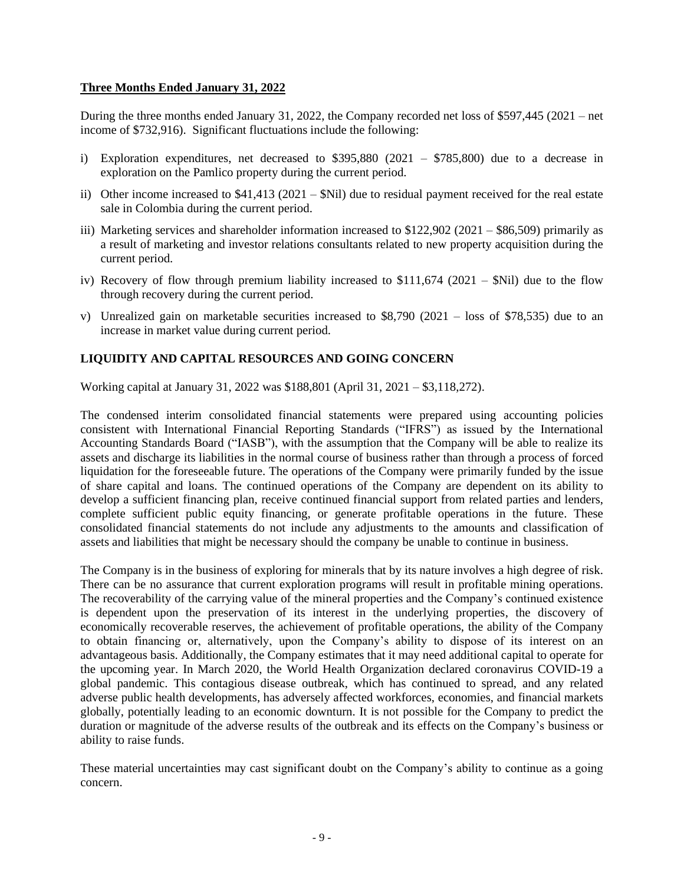**Three Months Ended January 31, 2022**

During the three months ended January 31, 2022, the Company recorded net loss of $597,445 (2021 – net income of $732,916). Significant fluctuations include the following:

i) Exploration expenditures, net decreased to $395,880 (2021 – $785,800) due to a decrease in exploration on the Pamlico property during the current period.

ii) Other income increased to $41,413 (2021 – $Nil) due to residual payment received for the real estate sale in Colombia during the current period.

iii) Marketing services and shareholder information increased to $122,902 (2021 – $86,509) primarily as a result of marketing and investor relations consultants related to new property acquisition during the current period.

iv) Recovery of flow through premium liability increased to $111,674 (2021 – $Nil) due to the flow through recovery during the current period.

v) Unrealized gain on marketable securities increased to $8,790 (2021 – loss of $78,535) due to an increase in market value during current period.

## LIQUIDITY AND CAPITAL RESOURCES AND GOING CONCERN

Working capital at January 31, 2022 was $188,801 (April 31, 2021 – $3,118,272).

The condensed interim consolidated financial statements were prepared using accounting policies consistent with International Financial Reporting Standards ("IFRS") as issued by the International Accounting Standards Board ("IASB"), with the assumption that the Company will be able to realize its assets and discharge its liabilities in the normal course of business rather than through a process of forced liquidation for the foreseeable future. The operations of the Company were primarily funded by the issue of share capital and loans. The continued operations of the Company are dependent on its ability to develop a sufficient financing plan, receive continued financial support from related parties and lenders, complete sufficient public equity financing, or generate profitable operations in the future. These consolidated financial statements do not include any adjustments to the amounts and classification of assets and liabilities that might be necessary should the company be unable to continue in business.

The Company is in the business of exploring for minerals that by its nature involves a high degree of risk. There can be no assurance that current exploration programs will result in profitable mining operations. The recoverability of the carrying value of the mineral properties and the Company's continued existence is dependent upon the preservation of its interest in the underlying properties, the discovery of economically recoverable reserves, the achievement of profitable operations, the ability of the Company to obtain financing or, alternatively, upon the Company's ability to dispose of its interest on an advantageous basis. Additionally, the Company estimates that it may need additional capital to operate for the upcoming year. In March 2020, the World Health Organization declared coronavirus COVID-19 a global pandemic. This contagious disease outbreak, which has continued to spread, and any related adverse public health developments, has adversely affected workforces, economies, and financial markets globally, potentially leading to an economic downturn. It is not possible for the Company to predict the duration or magnitude of the adverse results of the outbreak and its effects on the Company's business or ability to raise funds.

These material uncertainties may cast significant doubt on the Company's ability to continue as a going concern.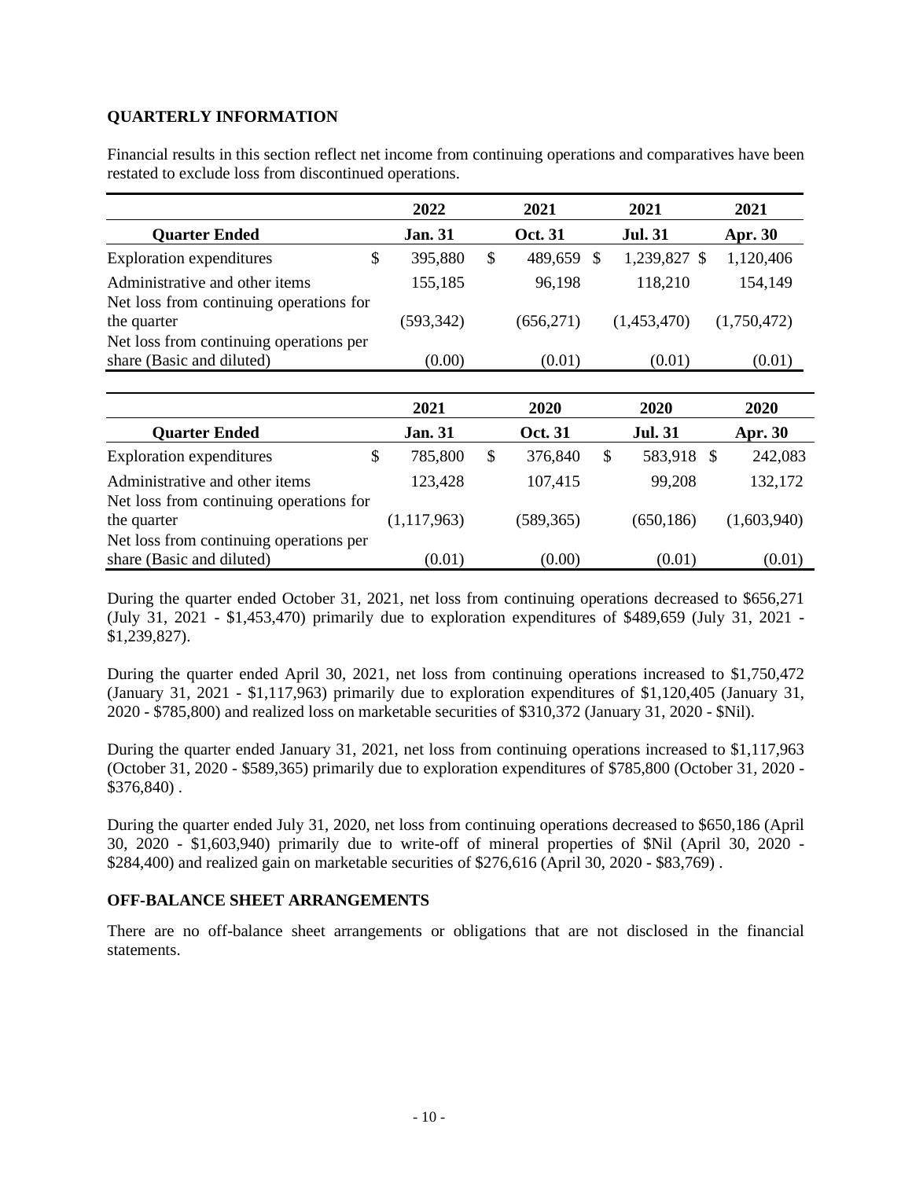## QUARTERLY INFORMATION

Financial results in this section reflect net income from continuing operations and comparatives have been restated to exclude loss from discontinued operations.

| | 2022 | 2021 | 2021 | 2021 |
|---|---|---|---|---|
| **Quarter Ended** | **Jan. 31** | **Oct. 31** | **Jul. 31** | **Apr. 30** |
| Exploration expenditures | $ 395,880 | $ 489,659 | $ 1,239,827 | $ 1,120,406 |
| Administrative and other items | 155,185 | 96,198 | 118,210 | 154,149 |
| Net loss from continuing operations for the quarter | (593,342) | (656,271) | (1,453,470) | (1,750,472) |
| Net loss from continuing operations per share (Basic and diluted) | (0.00) | (0.01) | (0.01) | (0.01) |

| | 2021 | 2020 | 2020 | 2020 |
|---|---|---|---|---|
| **Quarter Ended** | **Jan. 31** | **Oct. 31** | **Jul. 31** | **Apr. 30** |
| Exploration expenditures | $ 785,800 | $ 376,840 | $ 583,918 | $ 242,083 |
| Administrative and other items | 123,428 | 107,415 | 99,208 | 132,172 |
| Net loss from continuing operations for the quarter | (1,117,963) | (589,365) | (650,186) | (1,603,940) |
| Net loss from continuing operations per share (Basic and diluted) | (0.01) | (0.00) | (0.01) | (0.01) |

During the quarter ended October 31, 2021, net loss from continuing operations decreased to $656,271 (July 31, 2021 - $1,453,470) primarily due to exploration expenditures of $489,659 (July 31, 2021 - $1,239,827).

During the quarter ended April 30, 2021, net loss from continuing operations increased to $1,750,472 (January 31, 2021 - $1,117,963) primarily due to exploration expenditures of $1,120,405 (January 31, 2020 - $785,800) and realized loss on marketable securities of $310,372 (January 31, 2020 - $Nil).

During the quarter ended January 31, 2021, net loss from continuing operations increased to $1,117,963 (October 31, 2020 - $589,365) primarily due to exploration expenditures of $785,800 (October 31, 2020 - $376,840) .

During the quarter ended July 31, 2020, net loss from continuing operations decreased to $650,186 (April 30, 2020 - $1,603,940) primarily due to write-off of mineral properties of $Nil (April 30, 2020 - $284,400) and realized gain on marketable securities of $276,616 (April 30, 2020 - $83,769) .

## OFF-BALANCE SHEET ARRANGEMENTS

There are no off-balance sheet arrangements or obligations that are not disclosed in the financial statements.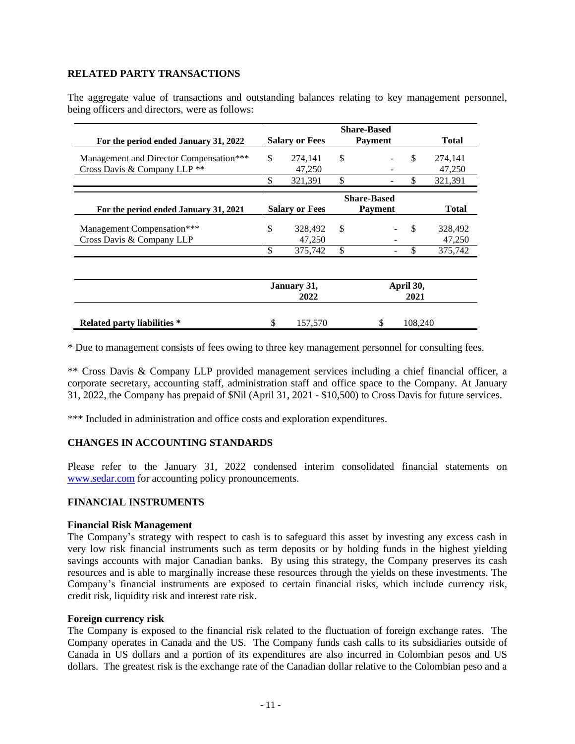## RELATED PARTY TRANSACTIONS

The aggregate value of transactions and outstanding balances relating to key management personnel, being officers and directors, were as follows:

| For the period ended January 31, 2022 | Salary or Fees | Share-Based Payment | Total |
|---|---|---|---|
| Management and Director Compensation*** | $ 274,141 | $ - | $ 274,141 |
| Cross Davis & Company LLP ** | 47,250 | - | 47,250 |
| | $ 321,391 | $ - | $ 321,391 |

| For the period ended January 31, 2021 | Salary or Fees | Share-Based Payment | Total |
|---|---|---|---|
| Management Compensation*** | $ 328,492 | $ - | $ 328,492 |
| Cross Davis & Company LLP | 47,250 | - | 47,250 |
| | $ 375,742 | $ - | $ 375,742 |

| | January 31, 2022 | April 30, 2021 |
|---|---|---|
| **Related party liabilities \*** | $ 157,570 | $ 108,240 |

\* Due to management consists of fees owing to three key management personnel for consulting fees.

\*\* Cross Davis & Company LLP provided management services including a chief financial officer, a corporate secretary, accounting staff, administration staff and office space to the Company. At January 31, 2022, the Company has prepaid of $Nil (April 31, 2021 - $10,500) to Cross Davis for future services.

\*\*\* Included in administration and office costs and exploration expenditures.

## CHANGES IN ACCOUNTING STANDARDS

Please refer to the January 31, 2022 condensed interim consolidated financial statements on www.sedar.com for accounting policy pronouncements.

## FINANCIAL INSTRUMENTS

### Financial Risk Management

The Company's strategy with respect to cash is to safeguard this asset by investing any excess cash in very low risk financial instruments such as term deposits or by holding funds in the highest yielding savings accounts with major Canadian banks. By using this strategy, the Company preserves its cash resources and is able to marginally increase these resources through the yields on these investments. The Company's financial instruments are exposed to certain financial risks, which include currency risk, credit risk, liquidity risk and interest rate risk.

### Foreign currency risk

The Company is exposed to the financial risk related to the fluctuation of foreign exchange rates. The Company operates in Canada and the US. The Company funds cash calls to its subsidiaries outside of Canada in US dollars and a portion of its expenditures are also incurred in Colombian pesos and US dollars. The greatest risk is the exchange rate of the Canadian dollar relative to the Colombian peso and a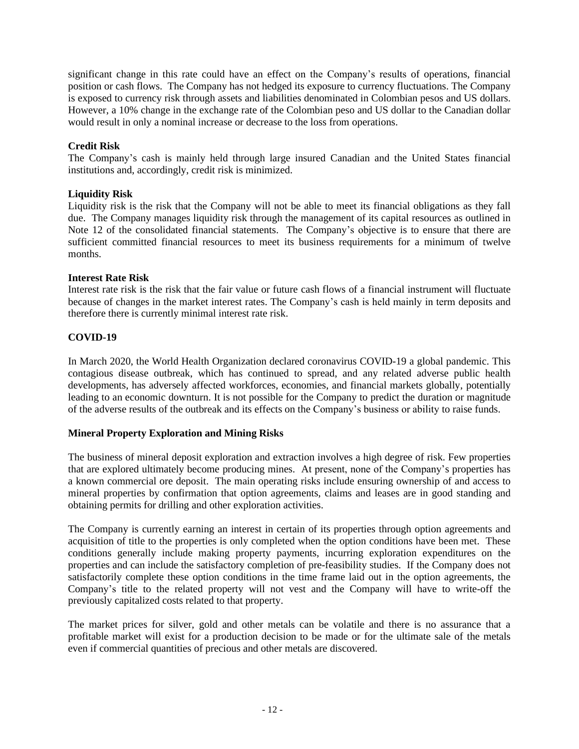significant change in this rate could have an effect on the Company's results of operations, financial position or cash flows. The Company has not hedged its exposure to currency fluctuations. The Company is exposed to currency risk through assets and liabilities denominated in Colombian pesos and US dollars. However, a 10% change in the exchange rate of the Colombian peso and US dollar to the Canadian dollar would result in only a nominal increase or decrease to the loss from operations.

**Credit Risk**

The Company's cash is mainly held through large insured Canadian and the United States financial institutions and, accordingly, credit risk is minimized.

**Liquidity Risk**

Liquidity risk is the risk that the Company will not be able to meet its financial obligations as they fall due. The Company manages liquidity risk through the management of its capital resources as outlined in Note 12 of the consolidated financial statements. The Company's objective is to ensure that there are sufficient committed financial resources to meet its business requirements for a minimum of twelve months.

**Interest Rate Risk**

Interest rate risk is the risk that the fair value or future cash flows of a financial instrument will fluctuate because of changes in the market interest rates. The Company's cash is held mainly in term deposits and therefore there is currently minimal interest rate risk.

## COVID-19

In March 2020, the World Health Organization declared coronavirus COVID-19 a global pandemic. This contagious disease outbreak, which has continued to spread, and any related adverse public health developments, has adversely affected workforces, economies, and financial markets globally, potentially leading to an economic downturn. It is not possible for the Company to predict the duration or magnitude of the adverse results of the outbreak and its effects on the Company's business or ability to raise funds.

## Mineral Property Exploration and Mining Risks

The business of mineral deposit exploration and extraction involves a high degree of risk. Few properties that are explored ultimately become producing mines. At present, none of the Company's properties has a known commercial ore deposit. The main operating risks include ensuring ownership of and access to mineral properties by confirmation that option agreements, claims and leases are in good standing and obtaining permits for drilling and other exploration activities.

The Company is currently earning an interest in certain of its properties through option agreements and acquisition of title to the properties is only completed when the option conditions have been met. These conditions generally include making property payments, incurring exploration expenditures on the properties and can include the satisfactory completion of pre-feasibility studies. If the Company does not satisfactorily complete these option conditions in the time frame laid out in the option agreements, the Company's title to the related property will not vest and the Company will have to write-off the previously capitalized costs related to that property.

The market prices for silver, gold and other metals can be volatile and there is no assurance that a profitable market will exist for a production decision to be made or for the ultimate sale of the metals even if commercial quantities of precious and other metals are discovered.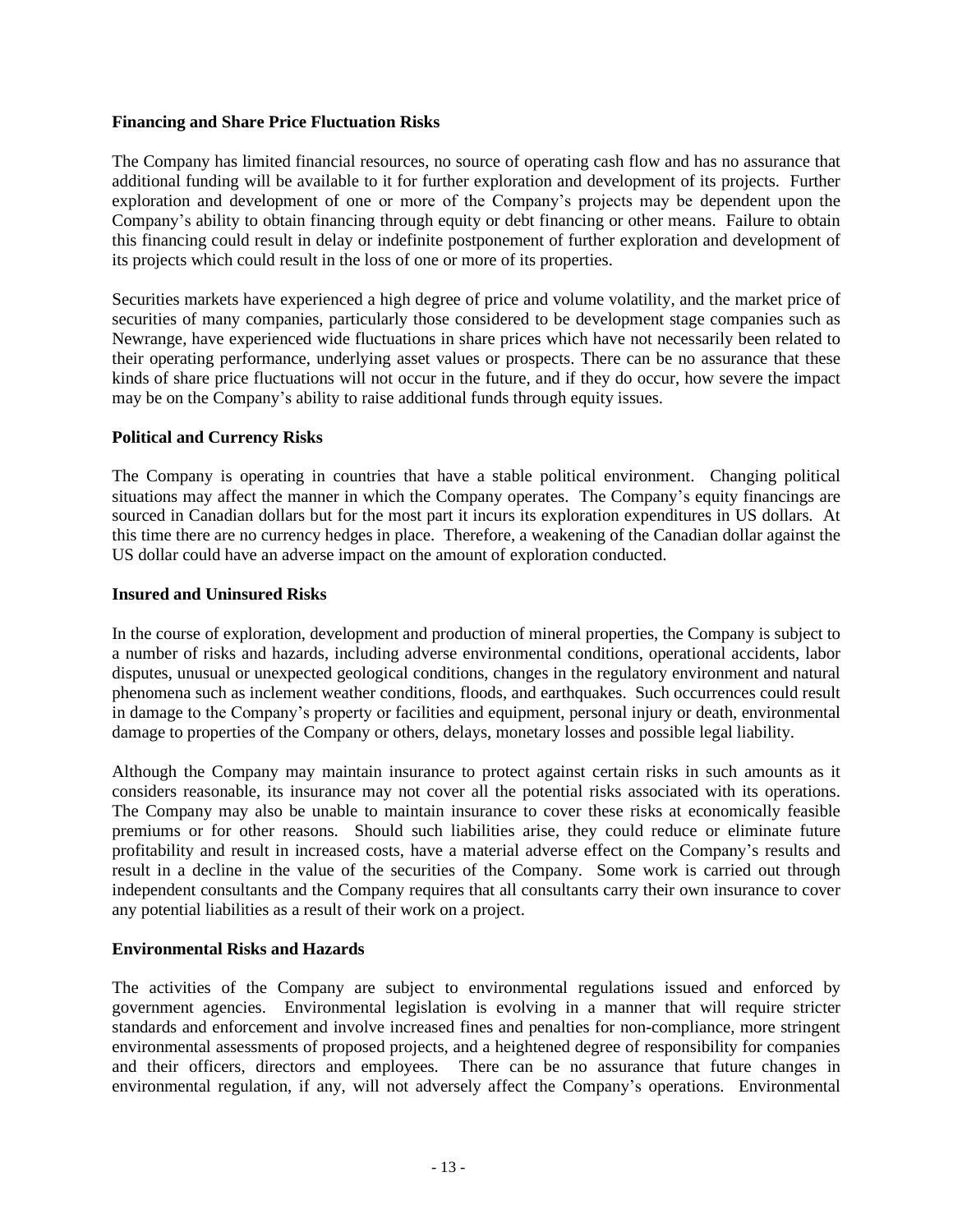**Financing and Share Price Fluctuation Risks**

The Company has limited financial resources, no source of operating cash flow and has no assurance that additional funding will be available to it for further exploration and development of its projects. Further exploration and development of one or more of the Company's projects may be dependent upon the Company's ability to obtain financing through equity or debt financing or other means. Failure to obtain this financing could result in delay or indefinite postponement of further exploration and development of its projects which could result in the loss of one or more of its properties.

Securities markets have experienced a high degree of price and volume volatility, and the market price of securities of many companies, particularly those considered to be development stage companies such as Newrange, have experienced wide fluctuations in share prices which have not necessarily been related to their operating performance, underlying asset values or prospects. There can be no assurance that these kinds of share price fluctuations will not occur in the future, and if they do occur, how severe the impact may be on the Company's ability to raise additional funds through equity issues.

**Political and Currency Risks**

The Company is operating in countries that have a stable political environment. Changing political situations may affect the manner in which the Company operates. The Company's equity financings are sourced in Canadian dollars but for the most part it incurs its exploration expenditures in US dollars. At this time there are no currency hedges in place. Therefore, a weakening of the Canadian dollar against the US dollar could have an adverse impact on the amount of exploration conducted.

**Insured and Uninsured Risks**

In the course of exploration, development and production of mineral properties, the Company is subject to a number of risks and hazards, including adverse environmental conditions, operational accidents, labor disputes, unusual or unexpected geological conditions, changes in the regulatory environment and natural phenomena such as inclement weather conditions, floods, and earthquakes. Such occurrences could result in damage to the Company's property or facilities and equipment, personal injury or death, environmental damage to properties of the Company or others, delays, monetary losses and possible legal liability.

Although the Company may maintain insurance to protect against certain risks in such amounts as it considers reasonable, its insurance may not cover all the potential risks associated with its operations. The Company may also be unable to maintain insurance to cover these risks at economically feasible premiums or for other reasons. Should such liabilities arise, they could reduce or eliminate future profitability and result in increased costs, have a material adverse effect on the Company's results and result in a decline in the value of the securities of the Company. Some work is carried out through independent consultants and the Company requires that all consultants carry their own insurance to cover any potential liabilities as a result of their work on a project.

**Environmental Risks and Hazards**

The activities of the Company are subject to environmental regulations issued and enforced by government agencies. Environmental legislation is evolving in a manner that will require stricter standards and enforcement and involve increased fines and penalties for non-compliance, more stringent environmental assessments of proposed projects, and a heightened degree of responsibility for companies and their officers, directors and employees. There can be no assurance that future changes in environmental regulation, if any, will not adversely affect the Company's operations. Environmental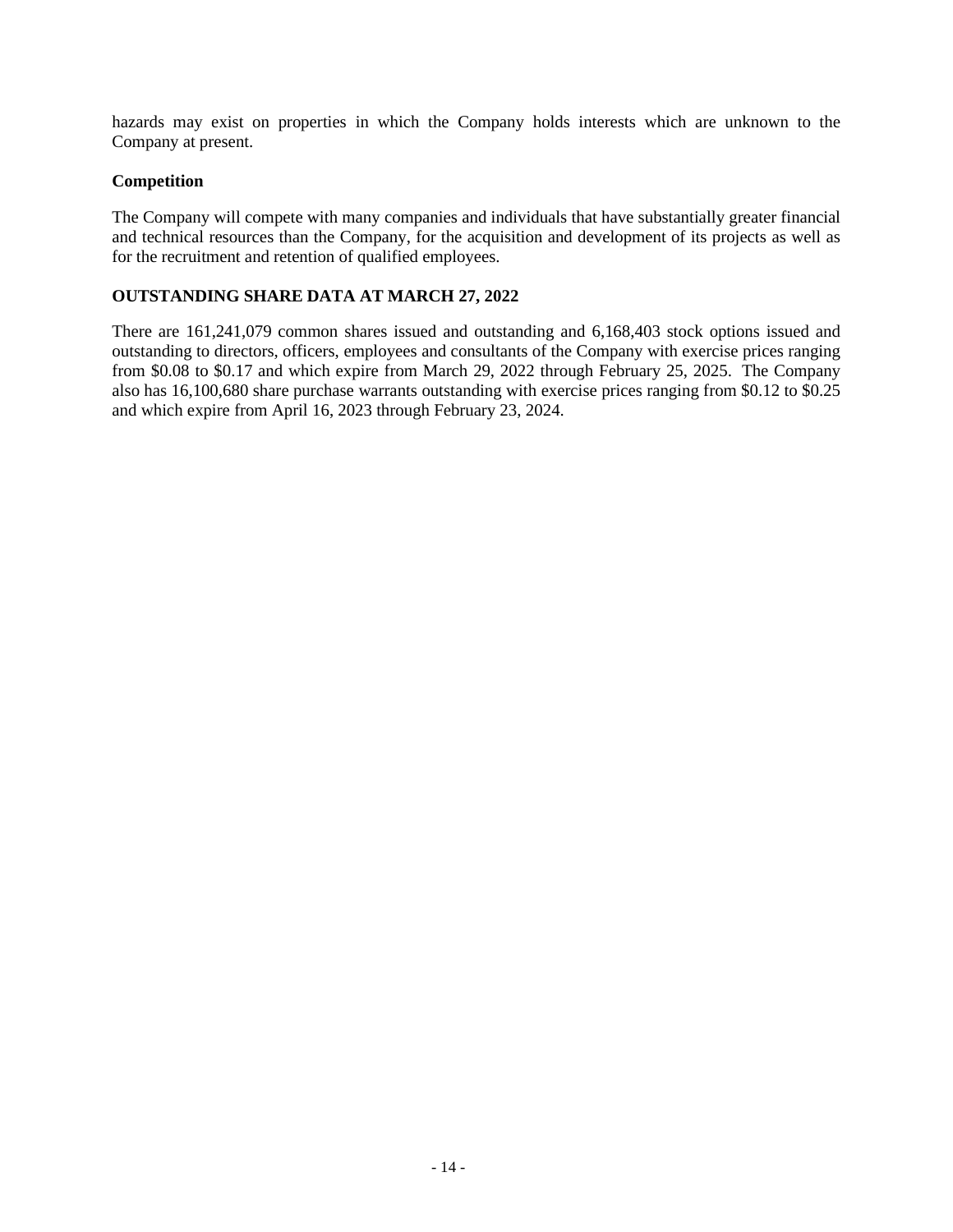hazards may exist on properties in which the Company holds interests which are unknown to the Company at present.

**Competition**

The Company will compete with many companies and individuals that have substantially greater financial and technical resources than the Company, for the acquisition and development of its projects as well as for the recruitment and retention of qualified employees.

**OUTSTANDING SHARE DATA AT MARCH 27, 2022**

There are 161,241,079 common shares issued and outstanding and 6,168,403 stock options issued and outstanding to directors, officers, employees and consultants of the Company with exercise prices ranging from $0.08 to $0.17 and which expire from March 29, 2022 through February 25, 2025. The Company also has 16,100,680 share purchase warrants outstanding with exercise prices ranging from $0.12 to $0.25 and which expire from April 16, 2023 through February 23, 2024.